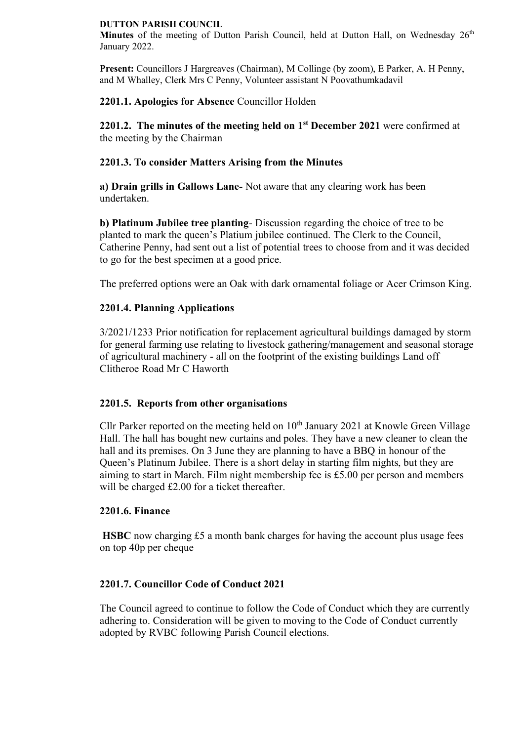**DUTTON PARISH COUNCIL**

**Minutes** of the meeting of Dutton Parish Council, held at Dutton Hall, on Wednesday 26th January 2022.

**Present:** Councillors J Hargreaves (Chairman), M Collinge (by zoom), E Parker, A. H Penny, and M Whalley, Clerk Mrs C Penny, Volunteer assistant N Poovathumkadavil

**2201.1. Apologies for Absence** Councillor Holden

**2201.2. The minutes of the meeting held on 1st December 2021** were confirmed at the meeting by the Chairman

**2201.3. To consider Matters Arising from the Minutes**

**a) Drain grills in Gallows Lane-** Not aware that any clearing work has been undertaken.

**b) Platinum Jubilee tree planting**- Discussion regarding the choice of tree to be planted to mark the queen's Platium jubilee continued. The Clerk to the Council, Catherine Penny, had sent out a list of potential trees to choose from and it was decided to go for the best specimen at a good price.

The preferred options were an Oak with dark ornamental foliage or Acer Crimson King.

**2201.4. Planning Applications**

3/2021/1233 Prior notification for replacement agricultural buildings damaged by storm for general farming use relating to livestock gathering/management and seasonal storage of agricultural machinery - all on the footprint of the existing buildings Land off Clitheroe Road Mr C Haworth

**2201.5. Reports from other organisations**

Cllr Parker reported on the meeting held on 10th January 2021 at Knowle Green Village Hall. The hall has bought new curtains and poles. They have a new cleaner to clean the hall and its premises. On 3 June they are planning to have a BBQ in honour of the Queen's Platinum Jubilee. There is a short delay in starting film nights, but they are aiming to start in March. Film night membership fee is £5.00 per person and members will be charged £2.00 for a ticket thereafter.

**2201.6. Finance**

**HSBC** now charging £5 a month bank charges for having the account plus usage fees on top 40p per cheque

**2201.7. Councillor Code of Conduct 2021**

The Council agreed to continue to follow the Code of Conduct which they are currently adhering to. Consideration will be given to moving to the Code of Conduct currently adopted by RVBC following Parish Council elections.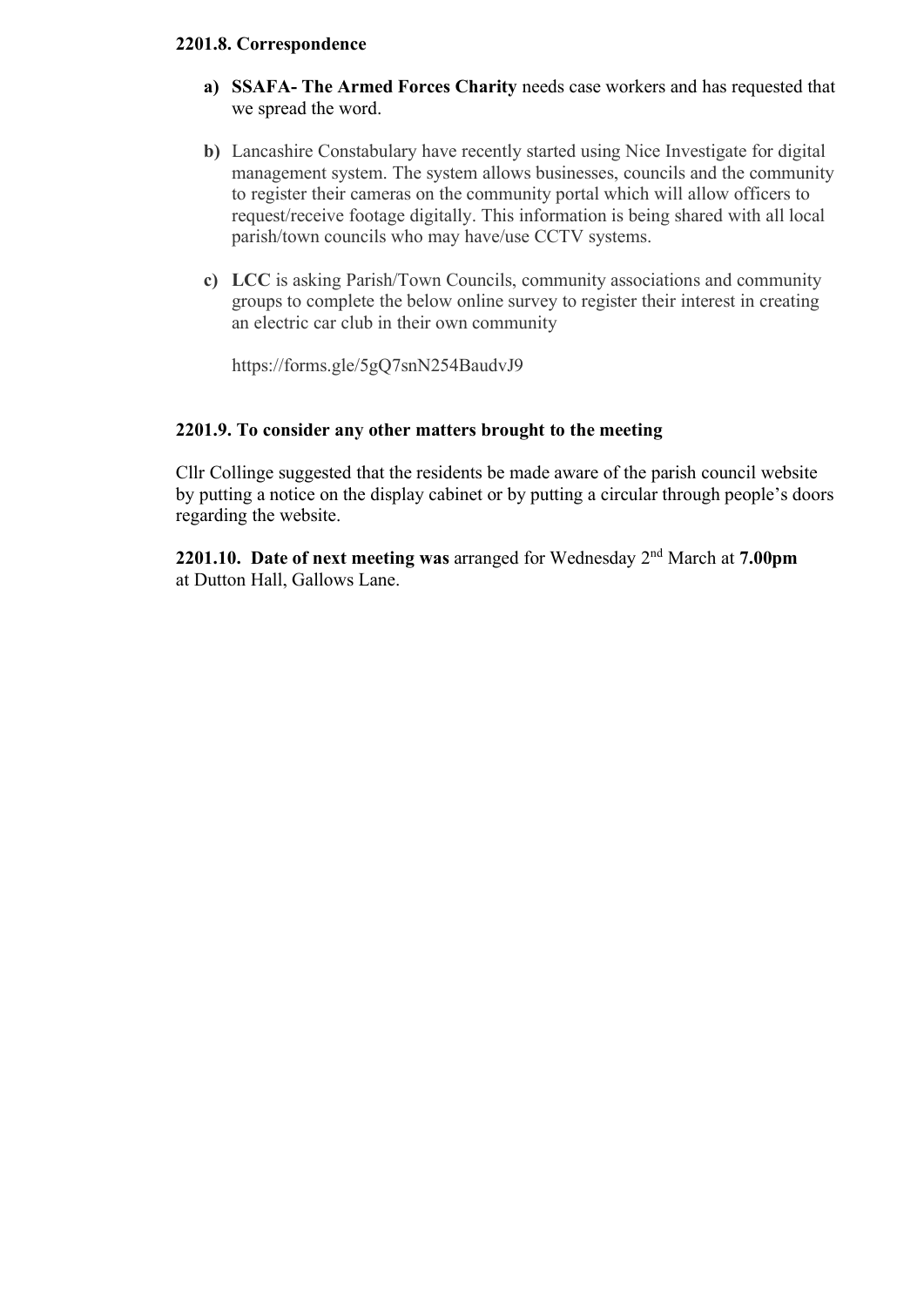**2201.8. Correspondence**

a) **SSAFA- The Armed Forces Charity** needs case workers and has requested that we spread the word.

b) Lancashire Constabulary have recently started using Nice Investigate for digital management system. The system allows businesses, councils and the community to register their cameras on the community portal which will allow officers to request/receive footage digitally. This information is being shared with all local parish/town councils who may have/use CCTV systems.

c) **LCC** is asking Parish/Town Councils, community associations and community groups to complete the below online survey to register their interest in creating an electric car club in their own community

   https://forms.gle/5gQ7snN254BaudvJ9

**2201.9. To consider any other matters brought to the meeting**

Cllr Collinge suggested that the residents be made aware of the parish council website by putting a notice on the display cabinet or by putting a circular through people's doors regarding the website.

**2201.10. Date of next meeting was** arranged for Wednesday 2nd March at **7.00pm** at Dutton Hall, Gallows Lane.